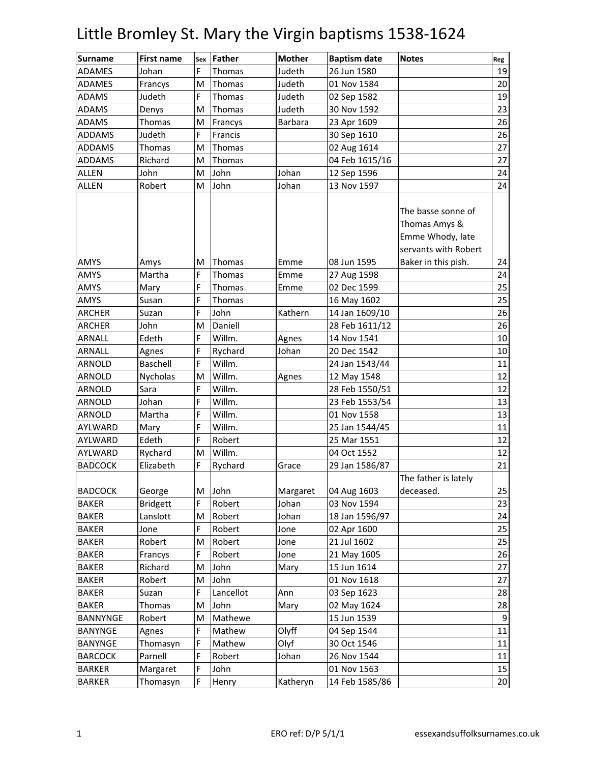# Little Bromley St. Mary the Virgin baptisms 1538-1624

| Surname | First name | Sex | Father | Mother | Baptism date | Notes | Reg |
|---|---|---|---|---|---|---|---|
| ADAMES | Johan | F | Thomas | Judeth | 26 Jun 1580 | | 19 |
| ADAMES | Francys | M | Thomas | Judeth | 01 Nov 1584 | | 20 |
| ADAMS | Judeth | F | Thomas | Judeth | 02 Sep 1582 | | 19 |
| ADAMS | Denys | M | Thomas | Judeth | 30 Nov 1592 | | 23 |
| ADAMS | Thomas | M | Francys | Barbara | 23 Apr 1609 | | 26 |
| ADDAMS | Judeth | F | Francis | | 30 Sep 1610 | | 26 |
| ADDAMS | Thomas | M | Thomas | | 02 Aug 1614 | | 27 |
| ADDAMS | Richard | M | Thomas | | 04 Feb 1615/16 | | 27 |
| ALLEN | John | M | John | Johan | 12 Sep 1596 | | 24 |
| ALLEN | Robert | M | John | Johan | 13 Nov 1597 | | 24 |
| AMYS | Amys | M | Thomas | Emme | 08 Jun 1595 | The basse sonne of Thomas Amys & Emme Whody, late servants with Robert Baker in this pish. | 24 |
| AMYS | Martha | F | Thomas | Emme | 27 Aug 1598 | | 24 |
| AMYS | Mary | F | Thomas | Emme | 02 Dec 1599 | | 25 |
| AMYS | Susan | F | Thomas | | 16 May 1602 | | 25 |
| ARCHER | Suzan | F | John | Kathern | 14 Jan 1609/10 | | 26 |
| ARCHER | John | M | Daniell | | 28 Feb 1611/12 | | 26 |
| ARNALL | Edeth | F | Willm. | Agnes | 14 Nov 1541 | | 10 |
| ARNALL | Agnes | F | Rychard | Johan | 20 Dec 1542 | | 10 |
| ARNOLD | Baschell | F | Willm. | | 24 Jan 1543/44 | | 11 |
| ARNOLD | Nycholas | M | Willm. | Agnes | 12 May 1548 | | 12 |
| ARNOLD | Sara | F | Willm. | | 28 Feb 1550/51 | | 12 |
| ARNOLD | Johan | F | Willm. | | 23 Feb 1553/54 | | 13 |
| ARNOLD | Martha | F | Willm. | | 01 Nov 1558 | | 13 |
| AYLWARD | Mary | F | Willm. | | 25 Jan 1544/45 | | 11 |
| AYLWARD | Edeth | F | Robert | | 25 Mar 1551 | | 12 |
| AYLWARD | Rychard | M | Willm. | | 04 Oct 1552 | | 12 |
| BADCOCK | Elizabeth | F | Rychard | Grace | 29 Jan 1586/87 | | 21 |
| BADCOCK | George | M | John | Margaret | 04 Aug 1603 | The father is lately deceased. | 25 |
| BAKER | Bridgett | F | Robert | Johan | 03 Nov 1594 | | 23 |
| BAKER | Lanslott | M | Robert | Johan | 18 Jan 1596/97 | | 24 |
| BAKER | Jone | F | Robert | Jone | 02 Apr 1600 | | 25 |
| BAKER | Robert | M | Robert | Jone | 21 Jul 1602 | | 25 |
| BAKER | Francys | F | Robert | Jone | 21 May 1605 | | 26 |
| BAKER | Richard | M | John | Mary | 15 Jun 1614 | | 27 |
| BAKER | Robert | M | John | | 01 Nov 1618 | | 27 |
| BAKER | Suzan | F | Lancellot | Ann | 03 Sep 1623 | | 28 |
| BAKER | Thomas | M | John | Mary | 02 May 1624 | | 28 |
| BANNYNGE | Robert | M | Mathewe | | 15 Jun 1539 | | 9 |
| BANYNGE | Agnes | F | Mathew | Olyff | 04 Sep 1544 | | 11 |
| BANYNGE | Thomasyn | F | Mathew | Olyf | 30 Oct 1546 | | 11 |
| BARCOCK | Parnell | F | Robert | Johan | 26 Nov 1544 | | 11 |
| BARKER | Margaret | F | John | | 01 Nov 1563 | | 15 |
| BARKER | Thomasyn | F | Henry | Katheryn | 14 Feb 1585/86 | | 20 |

ERO ref: D/P 5/1/1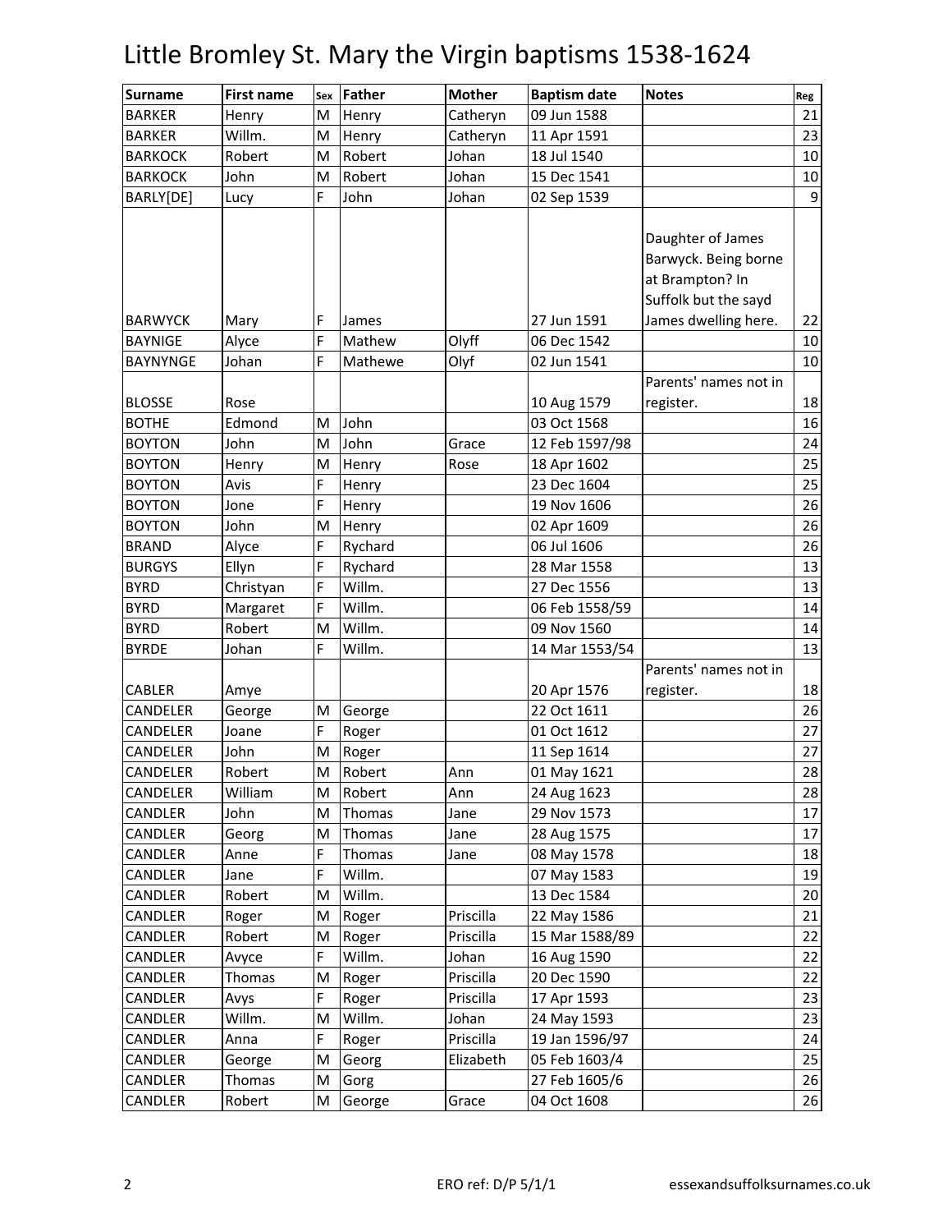# Little Bromley St. Mary the Virgin baptisms 1538-1624

| Surname | First name | Sex | Father | Mother | Baptism date | Notes | Reg |
|---|---|---|---|---|---|---|---|
| BARKER | Henry | M | Henry | Catheryn | 09 Jun 1588 | | 21 |
| BARKER | Willm. | M | Henry | Catheryn | 11 Apr 1591 | | 23 |
| BARKOCK | Robert | M | Robert | Johan | 18 Jul 1540 | | 10 |
| BARKOCK | John | M | Robert | Johan | 15 Dec 1541 | | 10 |
| BARLY[DE] | Lucy | F | John | Johan | 02 Sep 1539 | | 9 |
| BARWYCK | Mary | F | James | | 27 Jun 1591 | Daughter of James Barwyck. Being borne at Brampton? In Suffolk but the sayd James dwelling here. | 22 |
| BAYNIGE | Alyce | F | Mathew | Olyff | 06 Dec 1542 | | 10 |
| BAYNYNGE | Johan | F | Mathewe | Olyf | 02 Jun 1541 | | 10 |
| BLOSSE | Rose | | | | 10 Aug 1579 | Parents' names not in register. | 18 |
| BOTHE | Edmond | M | John | | 03 Oct 1568 | | 16 |
| BOYTON | John | M | John | Grace | 12 Feb 1597/98 | | 24 |
| BOYTON | Henry | M | Henry | Rose | 18 Apr 1602 | | 25 |
| BOYTON | Avis | F | Henry | | 23 Dec 1604 | | 25 |
| BOYTON | Jone | F | Henry | | 19 Nov 1606 | | 26 |
| BOYTON | John | M | Henry | | 02 Apr 1609 | | 26 |
| BRAND | Alyce | F | Rychard | | 06 Jul 1606 | | 26 |
| BURGYS | Ellyn | F | Rychard | | 28 Mar 1558 | | 13 |
| BYRD | Christyan | F | Willm. | | 27 Dec 1556 | | 13 |
| BYRD | Margaret | F | Willm. | | 06 Feb 1558/59 | | 14 |
| BYRD | Robert | M | Willm. | | 09 Nov 1560 | | 14 |
| BYRDE | Johan | F | Willm. | | 14 Mar 1553/54 | | 13 |
| CABLER | Amye | | | | 20 Apr 1576 | Parents' names not in register. | 18 |
| CANDELER | George | M | George | | 22 Oct 1611 | | 26 |
| CANDELER | Joane | F | Roger | | 01 Oct 1612 | | 27 |
| CANDELER | John | M | Roger | | 11 Sep 1614 | | 27 |
| CANDELER | Robert | M | Robert | Ann | 01 May 1621 | | 28 |
| CANDELER | William | M | Robert | Ann | 24 Aug 1623 | | 28 |
| CANDLER | John | M | Thomas | Jane | 29 Nov 1573 | | 17 |
| CANDLER | Georg | M | Thomas | Jane | 28 Aug 1575 | | 17 |
| CANDLER | Anne | F | Thomas | Jane | 08 May 1578 | | 18 |
| CANDLER | Jane | F | Willm. | | 07 May 1583 | | 19 |
| CANDLER | Robert | M | Willm. | | 13 Dec 1584 | | 20 |
| CANDLER | Roger | M | Roger | Priscilla | 22 May 1586 | | 21 |
| CANDLER | Robert | M | Roger | Priscilla | 15 Mar 1588/89 | | 22 |
| CANDLER | Avyce | F | Willm. | Johan | 16 Aug 1590 | | 22 |
| CANDLER | Thomas | M | Roger | Priscilla | 20 Dec 1590 | | 22 |
| CANDLER | Avys | F | Roger | Priscilla | 17 Apr 1593 | | 23 |
| CANDLER | Willm. | M | Willm. | Johan | 24 May 1593 | | 23 |
| CANDLER | Anna | F | Roger | Priscilla | 19 Jan 1596/97 | | 24 |
| CANDLER | George | M | Georg | Elizabeth | 05 Feb 1603/4 | | 25 |
| CANDLER | Thomas | M | Gorg | | 27 Feb 1605/6 | | 26 |
| CANDLER | Robert | M | George | Grace | 04 Oct 1608 | | 26 |

ERO ref: D/P 5/1/1 essexandsuffolksurnames.co.uk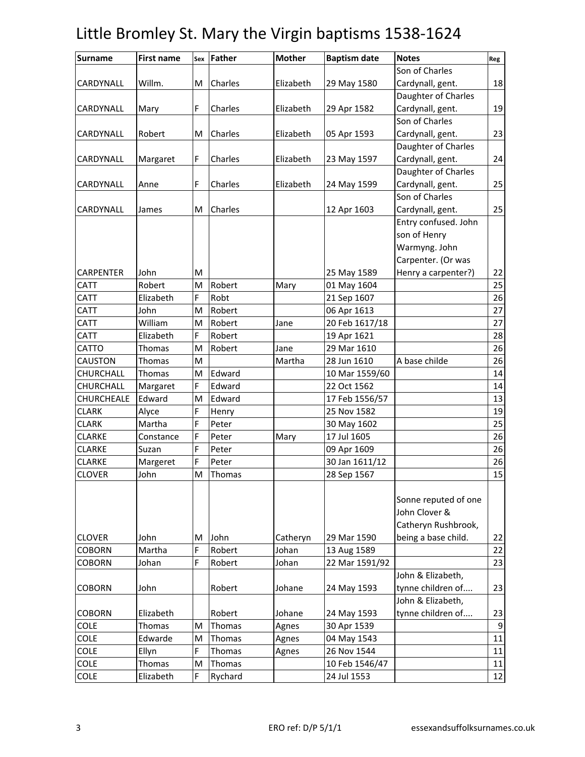# Little Bromley St. Mary the Virgin baptisms 1538-1624

| Surname | First name | Sex | Father | Mother | Baptism date | Notes | Reg |
|---|---|---|---|---|---|---|---|
| CARDYNALL | Willm. | M | Charles | Elizabeth | 29 May 1580 | Son of Charles Cardynall, gent. | 18 |
| CARDYNALL | Mary | F | Charles | Elizabeth | 29 Apr 1582 | Daughter of Charles Cardynall, gent. | 19 |
| CARDYNALL | Robert | M | Charles | Elizabeth | 05 Apr 1593 | Son of Charles Cardynall, gent. | 23 |
| CARDYNALL | Margaret | F | Charles | Elizabeth | 23 May 1597 | Daughter of Charles Cardynall, gent. | 24 |
| CARDYNALL | Anne | F | Charles | Elizabeth | 24 May 1599 | Daughter of Charles Cardynall, gent. | 25 |
| CARDYNALL | James | M | Charles | | 12 Apr 1603 | Son of Charles Cardynall, gent. | 25 |
| CARPENTER | John | M | | | 25 May 1589 | Entry confused. John son of Henry Warmyng. John Carpenter. (Or was Henry a carpenter?) | 22 |
| CATT | Robert | M | Robert | Mary | 01 May 1604 | | 25 |
| CATT | Elizabeth | F | Robt | | 21 Sep 1607 | | 26 |
| CATT | John | M | Robert | | 06 Apr 1613 | | 27 |
| CATT | William | M | Robert | Jane | 20 Feb 1617/18 | | 27 |
| CATT | Elizabeth | F | Robert | | 19 Apr 1621 | | 28 |
| CATTO | Thomas | M | Robert | Jane | 29 Mar 1610 | | 26 |
| CAUSTON | Thomas | M | | Martha | 28 Jun 1610 | A base childe | 26 |
| CHURCHALL | Thomas | M | Edward | | 10 Mar 1559/60 | | 14 |
| CHURCHALL | Margaret | F | Edward | | 22 Oct 1562 | | 14 |
| CHURCHEALE | Edward | M | Edward | | 17 Feb 1556/57 | | 13 |
| CLARK | Alyce | F | Henry | | 25 Nov 1582 | | 19 |
| CLARK | Martha | F | Peter | | 30 May 1602 | | 25 |
| CLARKE | Constance | F | Peter | Mary | 17 Jul 1605 | | 26 |
| CLARKE | Suzan | F | Peter | | 09 Apr 1609 | | 26 |
| CLARKE | Margeret | F | Peter | | 30 Jan 1611/12 | | 26 |
| CLOVER | John | M | Thomas | | 28 Sep 1567 | | 15 |
| CLOVER | John | M | John | Catheryn | 29 Mar 1590 | Sonne reputed of one John Clover & Catheryn Rushbrook, being a base child. | 22 |
| COBORN | Martha | F | Robert | Johan | 13 Aug 1589 | | 22 |
| COBORN | Johan | F | Robert | Johan | 22 Mar 1591/92 | | 23 |
| COBORN | John | | Robert | Johane | 24 May 1593 | John & Elizabeth, tynne children of.... | 23 |
| COBORN | Elizabeth | | Robert | Johane | 24 May 1593 | John & Elizabeth, tynne children of.... | 23 |
| COLE | Thomas | M | Thomas | Agnes | 30 Apr 1539 | | 9 |
| COLE | Edwarde | M | Thomas | Agnes | 04 May 1543 | | 11 |
| COLE | Ellyn | F | Thomas | Agnes | 26 Nov 1544 | | 11 |
| COLE | Thomas | M | Thomas | | 10 Feb 1546/47 | | 11 |
| COLE | Elizabeth | F | Rychard | | 24 Jul 1553 | | 12 |

ERO ref: D/P 5/1/1 essexandsuffolksurnames.co.uk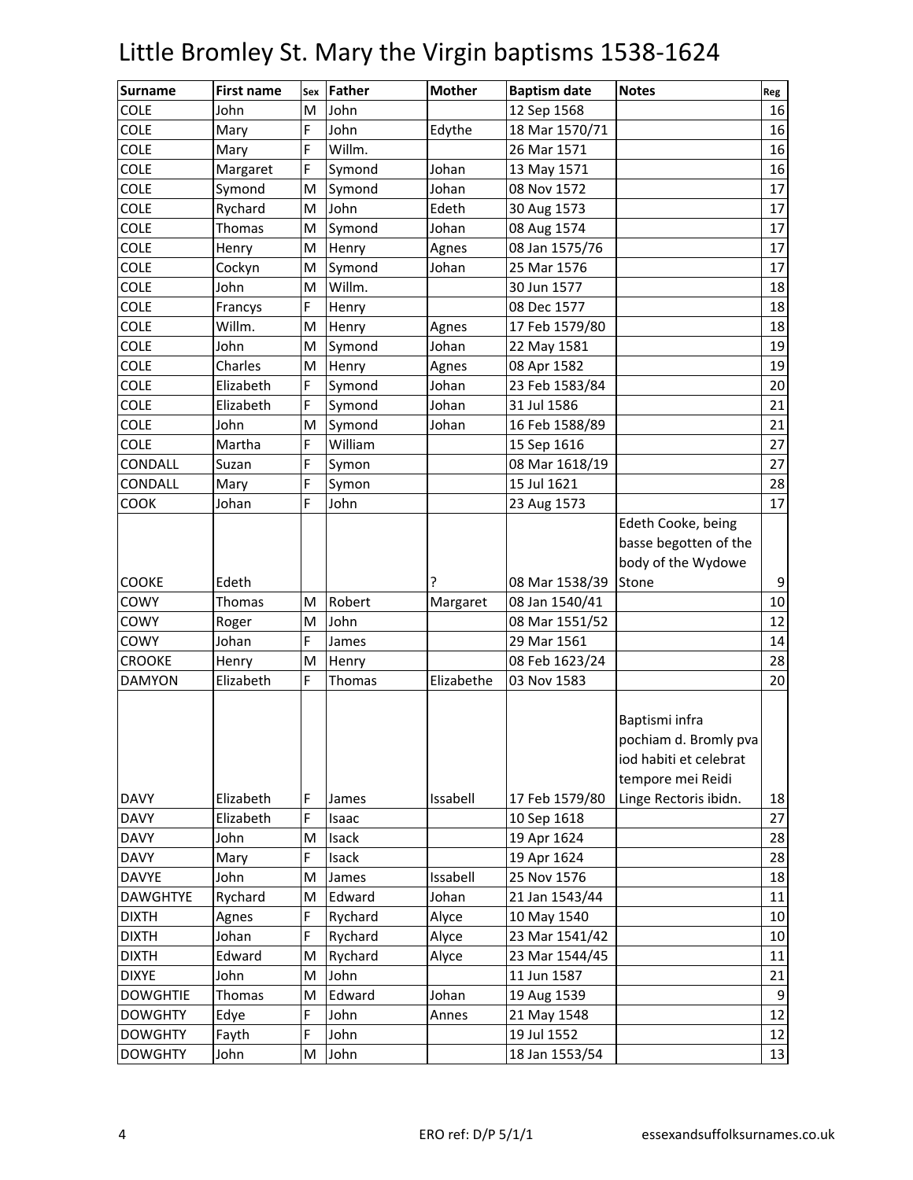# Little Bromley St. Mary the Virgin baptisms 1538-1624

| Surname | First name | Sex | Father | Mother | Baptism date | Notes | Reg |
|---|---|---|---|---|---|---|---|
| COLE | John | M | John | | 12 Sep 1568 | | 16 |
| COLE | Mary | F | John | Edythe | 18 Mar 1570/71 | | 16 |
| COLE | Mary | F | Willm. | | 26 Mar 1571 | | 16 |
| COLE | Margaret | F | Symond | Johan | 13 May 1571 | | 16 |
| COLE | Symond | M | Symond | Johan | 08 Nov 1572 | | 17 |
| COLE | Rychard | M | John | Edeth | 30 Aug 1573 | | 17 |
| COLE | Thomas | M | Symond | Johan | 08 Aug 1574 | | 17 |
| COLE | Henry | M | Henry | Agnes | 08 Jan 1575/76 | | 17 |
| COLE | Cockyn | M | Symond | Johan | 25 Mar 1576 | | 17 |
| COLE | John | M | Willm. | | 30 Jun 1577 | | 18 |
| COLE | Francys | F | Henry | | 08 Dec 1577 | | 18 |
| COLE | Willm. | M | Henry | Agnes | 17 Feb 1579/80 | | 18 |
| COLE | John | M | Symond | Johan | 22 May 1581 | | 19 |
| COLE | Charles | M | Henry | Agnes | 08 Apr 1582 | | 19 |
| COLE | Elizabeth | F | Symond | Johan | 23 Feb 1583/84 | | 20 |
| COLE | Elizabeth | F | Symond | Johan | 31 Jul 1586 | | 21 |
| COLE | John | M | Symond | Johan | 16 Feb 1588/89 | | 21 |
| COLE | Martha | F | William | | 15 Sep 1616 | | 27 |
| CONDALL | Suzan | F | Symon | | 08 Mar 1618/19 | | 27 |
| CONDALL | Mary | F | Symon | | 15 Jul 1621 | | 28 |
| COOK | Johan | F | John | | 23 Aug 1573 | | 17 |
| COOKE | Edeth | | | ? | 08 Mar 1538/39 | Edeth Cooke, being basse begotten of the body of the Wydowe Stone | 9 |
| COWY | Thomas | M | Robert | Margaret | 08 Jan 1540/41 | | 10 |
| COWY | Roger | M | John | | 08 Mar 1551/52 | | 12 |
| COWY | Johan | F | James | | 29 Mar 1561 | | 14 |
| CROOKE | Henry | M | Henry | | 08 Feb 1623/24 | | 28 |
| DAMYON | Elizabeth | F | Thomas | Elizabethe | 03 Nov 1583 | | 20 |
| DAVY | Elizabeth | F | James | Issabell | 17 Feb 1579/80 | Baptismi infra pochiam d. Bromly pva iod habiti et celebrat tempore mei Reidi Linge Rectoris ibidn. | 18 |
| DAVY | Elizabeth | F | Isaac | | 10 Sep 1618 | | 27 |
| DAVY | John | M | Isack | | 19 Apr 1624 | | 28 |
| DAVY | Mary | F | Isack | | 19 Apr 1624 | | 28 |
| DAVYE | John | M | James | Issabell | 25 Nov 1576 | | 18 |
| DAWGHTYE | Rychard | M | Edward | Johan | 21 Jan 1543/44 | | 11 |
| DIXTH | Agnes | F | Rychard | Alyce | 10 May 1540 | | 10 |
| DIXTH | Johan | F | Rychard | Alyce | 23 Mar 1541/42 | | 10 |
| DIXTH | Edward | M | Rychard | Alyce | 23 Mar 1544/45 | | 11 |
| DIXYE | John | M | John | | 11 Jun 1587 | | 21 |
| DOWGHTIE | Thomas | M | Edward | Johan | 19 Aug 1539 | | 9 |
| DOWGHTY | Edye | F | John | Annes | 21 May 1548 | | 12 |
| DOWGHTY | Fayth | F | John | | 19 Jul 1552 | | 12 |
| DOWGHTY | John | M | John | | 18 Jan 1553/54 | | 13 |

ERO ref: D/P 5/1/1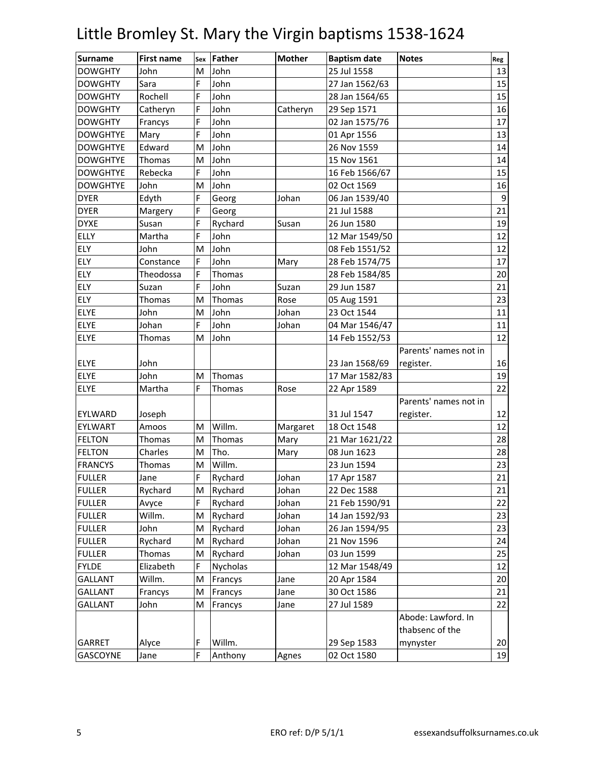# Little Bromley St. Mary the Virgin baptisms 1538-1624

| Surname | First name | Sex | Father | Mother | Baptism date | Notes | Reg |
|---|---|---|---|---|---|---|---|
| DOWGHTY | John | M | John | | 25 Jul 1558 | | 13 |
| DOWGHTY | Sara | F | John | | 27 Jan 1562/63 | | 15 |
| DOWGHTY | Rochell | F | John | | 28 Jan 1564/65 | | 15 |
| DOWGHTY | Catheryn | F | John | Catheryn | 29 Sep 1571 | | 16 |
| DOWGHTY | Francys | F | John | | 02 Jan 1575/76 | | 17 |
| DOWGHTYE | Mary | F | John | | 01 Apr 1556 | | 13 |
| DOWGHTYE | Edward | M | John | | 26 Nov 1559 | | 14 |
| DOWGHTYE | Thomas | M | John | | 15 Nov 1561 | | 14 |
| DOWGHTYE | Rebecka | F | John | | 16 Feb 1566/67 | | 15 |
| DOWGHTYE | John | M | John | | 02 Oct 1569 | | 16 |
| DYER | Edyth | F | Georg | Johan | 06 Jan 1539/40 | | 9 |
| DYER | Margery | F | Georg | | 21 Jul 1588 | | 21 |
| DYXE | Susan | F | Rychard | Susan | 26 Jun 1580 | | 19 |
| ELLY | Martha | F | John | | 12 Mar 1549/50 | | 12 |
| ELY | John | M | John | | 08 Feb 1551/52 | | 12 |
| ELY | Constance | F | John | Mary | 28 Feb 1574/75 | | 17 |
| ELY | Theodossa | F | Thomas | | 28 Feb 1584/85 | | 20 |
| ELY | Suzan | F | John | Suzan | 29 Jun 1587 | | 21 |
| ELY | Thomas | M | Thomas | Rose | 05 Aug 1591 | | 23 |
| ELYE | John | M | John | Johan | 23 Oct 1544 | | 11 |
| ELYE | Johan | F | John | Johan | 04 Mar 1546/47 | | 11 |
| ELYE | Thomas | M | John | | 14 Feb 1552/53 | | 12 |
| ELYE | John | | | | 23 Jan 1568/69 | Parents' names not in register. | 16 |
| ELYE | John | M | Thomas | | 17 Mar 1582/83 | | 19 |
| ELYE | Martha | F | Thomas | Rose | 22 Apr 1589 | | 22 |
| EYLWARD | Joseph | | | | 31 Jul 1547 | Parents' names not in register. | 12 |
| EYLWART | Amoos | M | Willm. | Margaret | 18 Oct 1548 | | 12 |
| FELTON | Thomas | M | Thomas | Mary | 21 Mar 1621/22 | | 28 |
| FELTON | Charles | M | Tho. | Mary | 08 Jun 1623 | | 28 |
| FRANCYS | Thomas | M | Willm. | | 23 Jun 1594 | | 23 |
| FULLER | Jane | F | Rychard | Johan | 17 Apr 1587 | | 21 |
| FULLER | Rychard | M | Rychard | Johan | 22 Dec 1588 | | 21 |
| FULLER | Avyce | F | Rychard | Johan | 21 Feb 1590/91 | | 22 |
| FULLER | Willm. | M | Rychard | Johan | 14 Jan 1592/93 | | 23 |
| FULLER | John | M | Rychard | Johan | 26 Jan 1594/95 | | 23 |
| FULLER | Rychard | M | Rychard | Johan | 21 Nov 1596 | | 24 |
| FULLER | Thomas | M | Rychard | Johan | 03 Jun 1599 | | 25 |
| FYLDE | Elizabeth | F | Nycholas | | 12 Mar 1548/49 | | 12 |
| GALLANT | Willm. | M | Francys | Jane | 20 Apr 1584 | | 20 |
| GALLANT | Francys | M | Francys | Jane | 30 Oct 1586 | | 21 |
| GALLANT | John | M | Francys | Jane | 27 Jul 1589 | | 22 |
| GARRET | Alyce | F | Willm. | | 29 Sep 1583 | Abode: Lawford. In thabsenc of the mynyster | 20 |
| GASCOYNE | Jane | F | Anthony | Agnes | 02 Oct 1580 | | 19 |

ERO ref: D/P 5/1/1 essexandsuffolksurnames.co.uk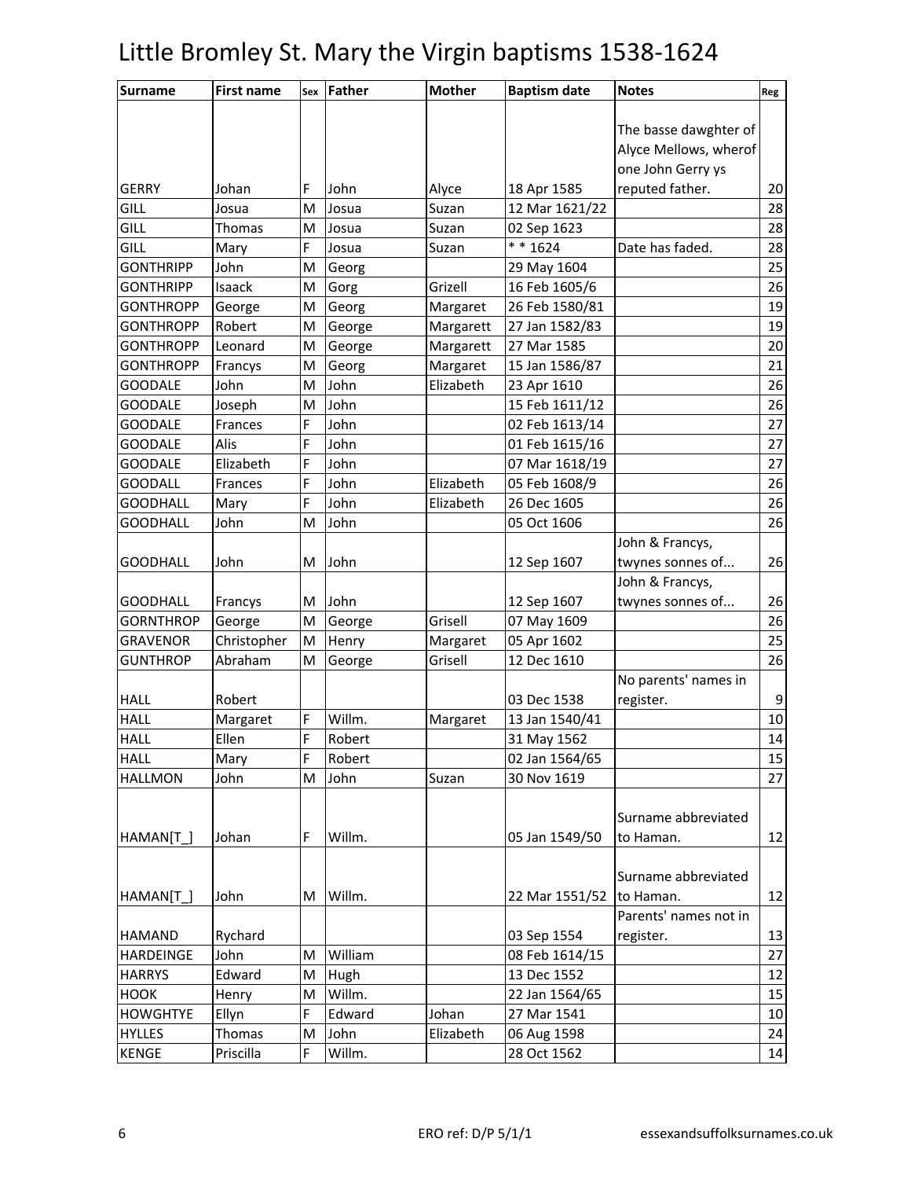# Little Bromley St. Mary the Virgin baptisms 1538-1624

| Surname | First name | Sex | Father | Mother | Baptism date | Notes | Reg |
|---|---|---|---|---|---|---|---|
| GERRY | Johan | F | John | Alyce | 18 Apr 1585 | The basse dawghter of Alyce Mellows, wherof one John Gerry ys reputed father. | 20 |
| GILL | Josua | M | Josua | Suzan | 12 Mar 1621/22 | | 28 |
| GILL | Thomas | M | Josua | Suzan | 02 Sep 1623 | | 28 |
| GILL | Mary | F | Josua | Suzan | * * 1624 | Date has faded. | 28 |
| GONTHRIPP | John | M | Georg | | 29 May 1604 | | 25 |
| GONTHRIPP | Isaack | M | Gorg | Grizell | 16 Feb 1605/6 | | 26 |
| GONTHROPP | George | M | Georg | Margaret | 26 Feb 1580/81 | | 19 |
| GONTHROPP | Robert | M | George | Margarett | 27 Jan 1582/83 | | 19 |
| GONTHROPP | Leonard | M | George | Margarett | 27 Mar 1585 | | 20 |
| GONTHROPP | Francys | M | Georg | Margaret | 15 Jan 1586/87 | | 21 |
| GOODALE | John | M | John | Elizabeth | 23 Apr 1610 | | 26 |
| GOODALE | Joseph | M | John | | 15 Feb 1611/12 | | 26 |
| GOODALE | Frances | F | John | | 02 Feb 1613/14 | | 27 |
| GOODALE | Alis | F | John | | 01 Feb 1615/16 | | 27 |
| GOODALE | Elizabeth | F | John | | 07 Mar 1618/19 | | 27 |
| GOODALL | Frances | F | John | Elizabeth | 05 Feb 1608/9 | | 26 |
| GOODHALL | Mary | F | John | Elizabeth | 26 Dec 1605 | | 26 |
| GOODHALL | John | M | John | | 05 Oct 1606 | | 26 |
| GOODHALL | John | M | John | | 12 Sep 1607 | John & Francys, twynes sonnes of... | 26 |
| GOODHALL | Francys | M | John | | 12 Sep 1607 | John & Francys, twynes sonnes of... | 26 |
| GORNTHROP | George | M | George | Grisell | 07 May 1609 | | 26 |
| GRAVENOR | Christopher | M | Henry | Margaret | 05 Apr 1602 | | 25 |
| GUNTHROP | Abraham | M | George | Grisell | 12 Dec 1610 | | 26 |
| HALL | Robert | | | | 03 Dec 1538 | No parents' names in register. | 9 |
| HALL | Margaret | F | Willm. | Margaret | 13 Jan 1540/41 | | 10 |
| HALL | Ellen | F | Robert | | 31 May 1562 | | 14 |
| HALL | Mary | F | Robert | | 02 Jan 1564/65 | | 15 |
| HALLMON | John | M | John | Suzan | 30 Nov 1619 | | 27 |
| HAMAN[T_] | Johan | F | Willm. | | 05 Jan 1549/50 | Surname abbreviated to Haman. | 12 |
| HAMAN[T_] | John | M | Willm. | | 22 Mar 1551/52 | Surname abbreviated to Haman. | 12 |
| HAMAND | Rychard | | | | 03 Sep 1554 | Parents' names not in register. | 13 |
| HARDEINGE | John | M | William | | 08 Feb 1614/15 | | 27 |
| HARRYS | Edward | M | Hugh | | 13 Dec 1552 | | 12 |
| HOOK | Henry | M | Willm. | | 22 Jan 1564/65 | | 15 |
| HOWGHTYE | Ellyn | F | Edward | Johan | 27 Mar 1541 | | 10 |
| HYLLES | Thomas | M | John | Elizabeth | 06 Aug 1598 | | 24 |
| KENGE | Priscilla | F | Willm. | | 28 Oct 1562 | | 14 |

ERO ref: D/P 5/1/1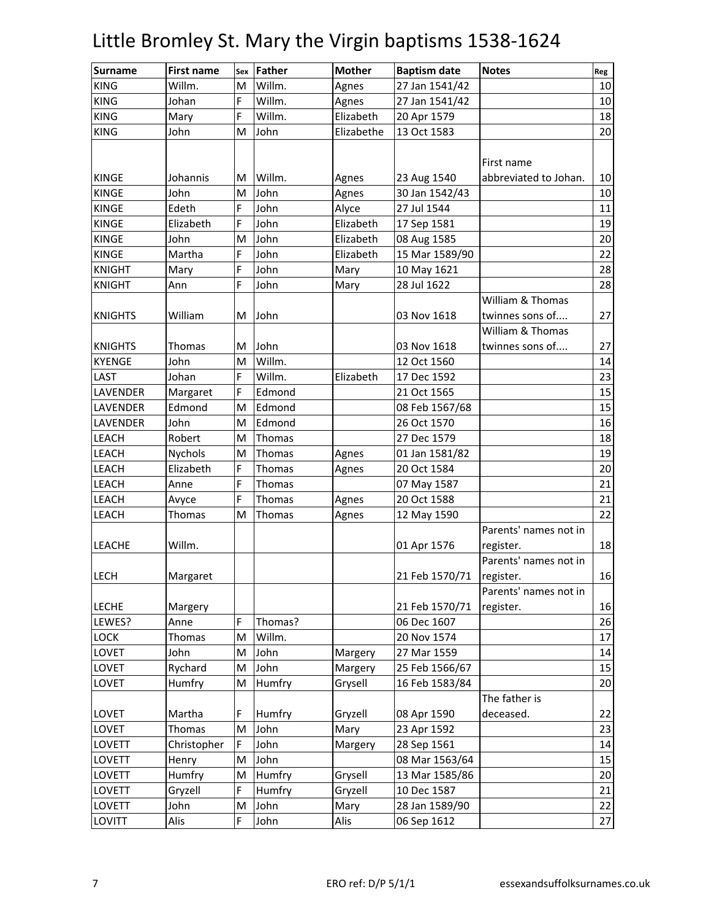# Little Bromley St. Mary the Virgin baptisms 1538-1624

| Surname | First name | Sex | Father | Mother | Baptism date | Notes | Reg |
|---|---|---|---|---|---|---|---|
| KING | Willm. | M | Willm. | Agnes | 27 Jan 1541/42 | | 10 |
| KING | Johan | F | Willm. | Agnes | 27 Jan 1541/42 | | 10 |
| KING | Mary | F | Willm. | Elizabeth | 20 Apr 1579 | | 18 |
| KING | John | M | John | Elizabethe | 13 Oct 1583 | | 20 |
| KINGE | Johannis | M | Willm. | Agnes | 23 Aug 1540 | First name abbreviated to Johan. | 10 |
| KINGE | John | M | John | Agnes | 30 Jan 1542/43 | | 10 |
| KINGE | Edeth | F | John | Alyce | 27 Jul 1544 | | 11 |
| KINGE | Elizabeth | F | John | Elizabeth | 17 Sep 1581 | | 19 |
| KINGE | John | M | John | Elizabeth | 08 Aug 1585 | | 20 |
| KINGE | Martha | F | John | Elizabeth | 15 Mar 1589/90 | | 22 |
| KNIGHT | Mary | F | John | Mary | 10 May 1621 | | 28 |
| KNIGHT | Ann | F | John | Mary | 28 Jul 1622 | | 28 |
| KNIGHTS | William | M | John | | 03 Nov 1618 | William & Thomas twinnes sons of.... | 27 |
| KNIGHTS | Thomas | M | John | | 03 Nov 1618 | William & Thomas twinnes sons of.... | 27 |
| KYENGE | John | M | Willm. | | 12 Oct 1560 | | 14 |
| LAST | Johan | F | Willm. | Elizabeth | 17 Dec 1592 | | 23 |
| LAVENDER | Margaret | F | Edmond | | 21 Oct 1565 | | 15 |
| LAVENDER | Edmond | M | Edmond | | 08 Feb 1567/68 | | 15 |
| LAVENDER | John | M | Edmond | | 26 Oct 1570 | | 16 |
| LEACH | Robert | M | Thomas | | 27 Dec 1579 | | 18 |
| LEACH | Nychols | M | Thomas | Agnes | 01 Jan 1581/82 | | 19 |
| LEACH | Elizabeth | F | Thomas | Agnes | 20 Oct 1584 | | 20 |
| LEACH | Anne | F | Thomas | | 07 May 1587 | | 21 |
| LEACH | Avyce | F | Thomas | Agnes | 20 Oct 1588 | | 21 |
| LEACH | Thomas | M | Thomas | Agnes | 12 May 1590 | | 22 |
| LEACHE | Willm. | | | | 01 Apr 1576 | Parents' names not in register. | 18 |
| LECH | Margaret | | | | 21 Feb 1570/71 | Parents' names not in register. | 16 |
| LECHE | Margery | | | | 21 Feb 1570/71 | Parents' names not in register. | 16 |
| LEWES? | Anne | F | Thomas? | | 06 Dec 1607 | | 26 |
| LOCK | Thomas | M | Willm. | | 20 Nov 1574 | | 17 |
| LOVET | John | M | John | Margery | 27 Mar 1559 | | 14 |
| LOVET | Rychard | M | John | Margery | 25 Feb 1566/67 | | 15 |
| LOVET | Humfry | M | Humfry | Grysell | 16 Feb 1583/84 | | 20 |
| LOVET | Martha | F | Humfry | Gryzell | 08 Apr 1590 | The father is deceased. | 22 |
| LOVET | Thomas | M | John | Mary | 23 Apr 1592 | | 23 |
| LOVETT | Christopher | F | John | Margery | 28 Sep 1561 | | 14 |
| LOVETT | Henry | M | John | | 08 Mar 1563/64 | | 15 |
| LOVETT | Humfry | M | Humfry | Grysell | 13 Mar 1585/86 | | 20 |
| LOVETT | Gryzell | F | Humfry | Gryzell | 10 Dec 1587 | | 21 |
| LOVETT | John | M | John | Mary | 28 Jan 1589/90 | | 22 |
| LOVITT | Alis | F | John | Alis | 06 Sep 1612 | | 27 |

ERO ref: D/P 5/1/1 essexandsuffolksurnames.co.uk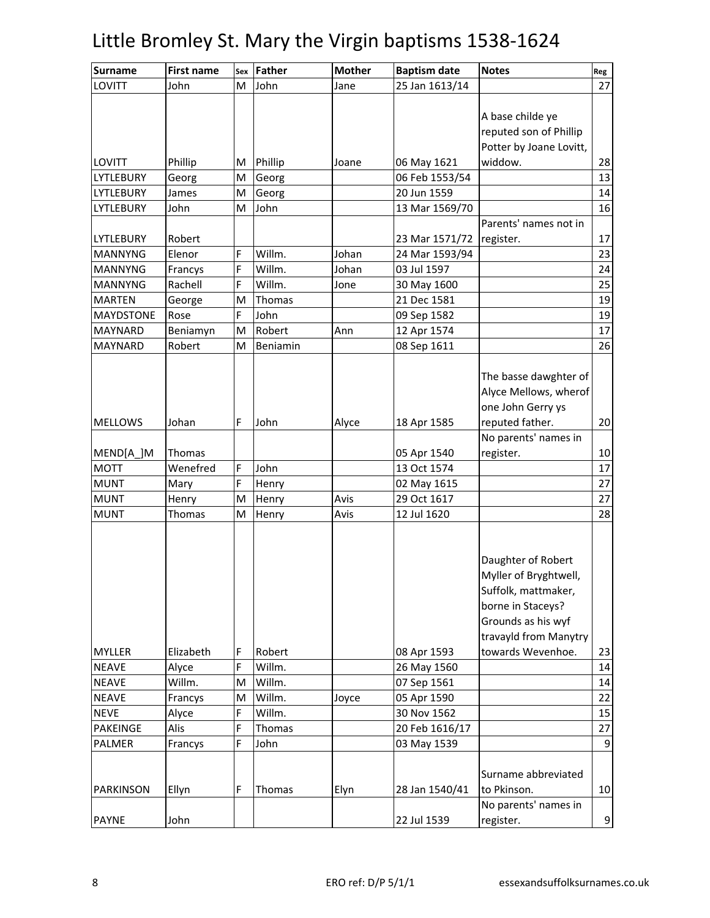# Little Bromley St. Mary the Virgin baptisms 1538-1624

| Surname | First name | Sex | Father | Mother | Baptism date | Notes | Reg |
|---|---|---|---|---|---|---|---|
| LOVITT | John | M | John | Jane | 25 Jan 1613/14 | | 27 |
| LOVITT | Phillip | M | Phillip | Joane | 06 May 1621 | A base childe ye reputed son of Phillip Potter by Joane Lovitt, widdow. | 28 |
| LYTLEBURY | Georg | M | Georg | | 06 Feb 1553/54 | | 13 |
| LYTLEBURY | James | M | Georg | | 20 Jun 1559 | | 14 |
| LYTLEBURY | John | M | John | | 13 Mar 1569/70 | | 16 |
| LYTLEBURY | Robert | | | | 23 Mar 1571/72 | Parents' names not in register. | 17 |
| MANNYNG | Elenor | F | Willm. | Johan | 24 Mar 1593/94 | | 23 |
| MANNYNG | Francys | F | Willm. | Johan | 03 Jul 1597 | | 24 |
| MANNYNG | Rachell | F | Willm. | Jone | 30 May 1600 | | 25 |
| MARTEN | George | M | Thomas | | 21 Dec 1581 | | 19 |
| MAYDSTONE | Rose | F | John | | 09 Sep 1582 | | 19 |
| MAYNARD | Beniamyn | M | Robert | Ann | 12 Apr 1574 | | 17 |
| MAYNARD | Robert | M | Beniamin | | 08 Sep 1611 | | 26 |
| MELLOWS | Johan | F | John | Alyce | 18 Apr 1585 | The basse dawghter of Alyce Mellows, wherof one John Gerry ys reputed father. | 20 |
| MEND[A_]M | Thomas | | | | 05 Apr 1540 | No parents' names in register. | 10 |
| MOTT | Wenefred | F | John | | 13 Oct 1574 | | 17 |
| MUNT | Mary | F | Henry | | 02 May 1615 | | 27 |
| MUNT | Henry | M | Henry | Avis | 29 Oct 1617 | | 27 |
| MUNT | Thomas | M | Henry | Avis | 12 Jul 1620 | | 28 |
| MYLLER | Elizabeth | F | Robert | | 08 Apr 1593 | Daughter of Robert Myller of Bryghtwell, Suffolk, mattmaker, borne in Staceys? Grounds as his wyf travayld from Manytry towards Wevenhoe. | 23 |
| NEAVE | Alyce | F | Willm. | | 26 May 1560 | | 14 |
| NEAVE | Willm. | M | Willm. | | 07 Sep 1561 | | 14 |
| NEAVE | Francys | M | Willm. | Joyce | 05 Apr 1590 | | 22 |
| NEVE | Alyce | F | Willm. | | 30 Nov 1562 | | 15 |
| PAKEINGE | Alis | F | Thomas | | 20 Feb 1616/17 | | 27 |
| PALMER | Francys | F | John | | 03 May 1539 | | 9 |
| PARKINSON | Ellyn | F | Thomas | Elyn | 28 Jan 1540/41 | Surname abbreviated to Pkinson. | 10 |
| PAYNE | John | | | | 22 Jul 1539 | No parents' names in register. | 9 |

ERO ref: D/P 5/1/1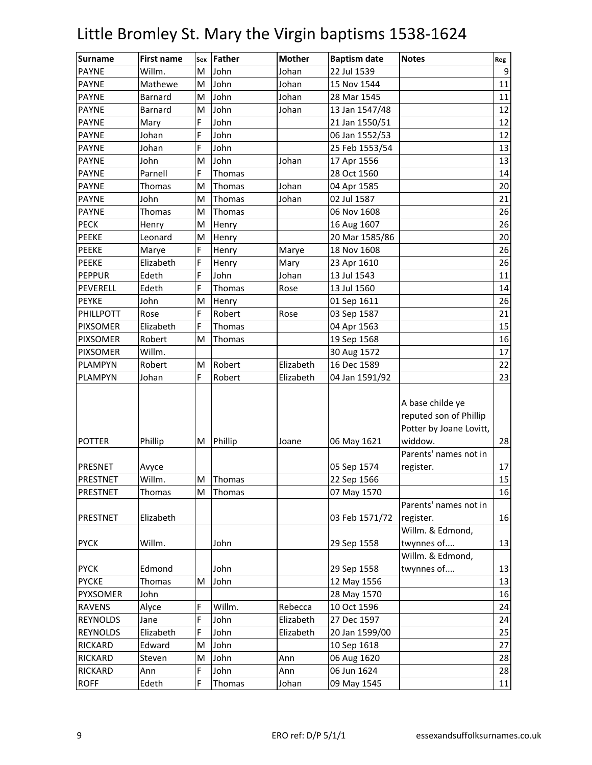# Little Bromley St. Mary the Virgin baptisms 1538-1624

| Surname | First name | Sex | Father | Mother | Baptism date | Notes | Reg |
|---|---|---|---|---|---|---|---|
| PAYNE | Willm. | M | John | Johan | 22 Jul 1539 | | 9 |
| PAYNE | Mathewe | M | John | Johan | 15 Nov 1544 | | 11 |
| PAYNE | Barnard | M | John | Johan | 28 Mar 1545 | | 11 |
| PAYNE | Barnard | M | John | Johan | 13 Jan 1547/48 | | 12 |
| PAYNE | Mary | F | John | | 21 Jan 1550/51 | | 12 |
| PAYNE | Johan | F | John | | 06 Jan 1552/53 | | 12 |
| PAYNE | Johan | F | John | | 25 Feb 1553/54 | | 13 |
| PAYNE | John | M | John | Johan | 17 Apr 1556 | | 13 |
| PAYNE | Parnell | F | Thomas | | 28 Oct 1560 | | 14 |
| PAYNE | Thomas | M | Thomas | Johan | 04 Apr 1585 | | 20 |
| PAYNE | John | M | Thomas | Johan | 02 Jul 1587 | | 21 |
| PAYNE | Thomas | M | Thomas | | 06 Nov 1608 | | 26 |
| PECK | Henry | M | Henry | | 16 Aug 1607 | | 26 |
| PEEKE | Leonard | M | Henry | | 20 Mar 1585/86 | | 20 |
| PEEKE | Marye | F | Henry | Marye | 18 Nov 1608 | | 26 |
| PEEKE | Elizabeth | F | Henry | Mary | 23 Apr 1610 | | 26 |
| PEPPUR | Edeth | F | John | Johan | 13 Jul 1543 | | 11 |
| PEVERELL | Edeth | F | Thomas | Rose | 13 Jul 1560 | | 14 |
| PEYKE | John | M | Henry | | 01 Sep 1611 | | 26 |
| PHILLPOTT | Rose | F | Robert | Rose | 03 Sep 1587 | | 21 |
| PIXSOMER | Elizabeth | F | Thomas | | 04 Apr 1563 | | 15 |
| PIXSOMER | Robert | M | Thomas | | 19 Sep 1568 | | 16 |
| PIXSOMER | Willm. | | | | 30 Aug 1572 | | 17 |
| PLAMPYN | Robert | M | Robert | Elizabeth | 16 Dec 1589 | | 22 |
| PLAMPYN | Johan | F | Robert | Elizabeth | 04 Jan 1591/92 | | 23 |
| POTTER | Phillip | M | Phillip | Joane | 06 May 1621 | A base childe ye reputed son of Phillip Potter by Joane Lovitt, widdow. | 28 |
| PRESNET | Avyce | | | | 05 Sep 1574 | Parents' names not in register. | 17 |
| PRESTNET | Willm. | M | Thomas | | 22 Sep 1566 | | 15 |
| PRESTNET | Thomas | M | Thomas | | 07 May 1570 | | 16 |
| PRESTNET | Elizabeth | | | | 03 Feb 1571/72 | Parents' names not in register. | 16 |
| PYCK | Willm. | | John | | 29 Sep 1558 | Willm. & Edmond, twynnes of.... | 13 |
| PYCK | Edmond | | John | | 29 Sep 1558 | Willm. & Edmond, twynnes of.... | 13 |
| PYCKE | Thomas | M | John | | 12 May 1556 | | 13 |
| PYXSOMER | John | | | | 28 May 1570 | | 16 |
| RAVENS | Alyce | F | Willm. | Rebecca | 10 Oct 1596 | | 24 |
| REYNOLDS | Jane | F | John | Elizabeth | 27 Dec 1597 | | 24 |
| REYNOLDS | Elizabeth | F | John | Elizabeth | 20 Jan 1599/00 | | 25 |
| RICKARD | Edward | M | John | | 10 Sep 1618 | | 27 |
| RICKARD | Steven | M | John | Ann | 06 Aug 1620 | | 28 |
| RICKARD | Ann | F | John | Ann | 06 Jun 1624 | | 28 |
| ROFF | Edeth | F | Thomas | Johan | 09 May 1545 | | 11 |

ERO ref: D/P 5/1/1 essexandsuffolksurnames.co.uk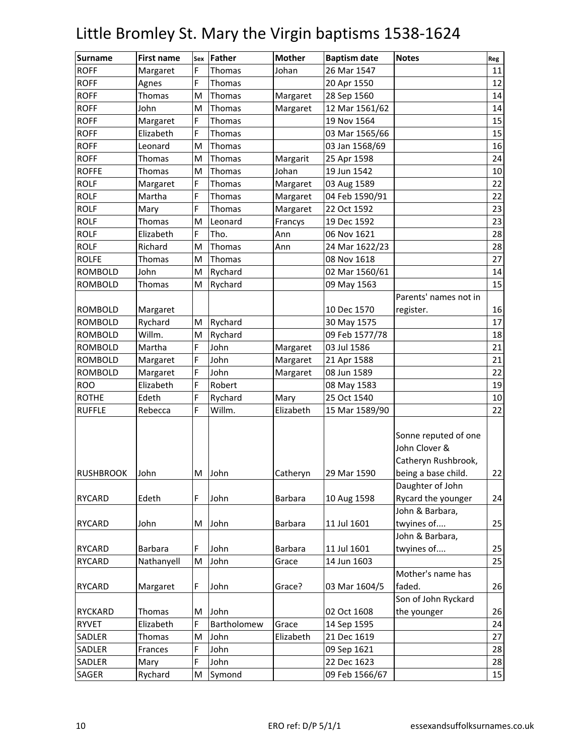# Little Bromley St. Mary the Virgin baptisms 1538-1624

| Surname | First name | Sex | Father | Mother | Baptism date | Notes | Reg |
|---|---|---|---|---|---|---|---|
| ROFF | Margaret | F | Thomas | Johan | 26 Mar 1547 | | 11 |
| ROFF | Agnes | F | Thomas | | 20 Apr 1550 | | 12 |
| ROFF | Thomas | M | Thomas | Margaret | 28 Sep 1560 | | 14 |
| ROFF | John | M | Thomas | Margaret | 12 Mar 1561/62 | | 14 |
| ROFF | Margaret | F | Thomas | | 19 Nov 1564 | | 15 |
| ROFF | Elizabeth | F | Thomas | | 03 Mar 1565/66 | | 15 |
| ROFF | Leonard | M | Thomas | | 03 Jan 1568/69 | | 16 |
| ROFF | Thomas | M | Thomas | Margarit | 25 Apr 1598 | | 24 |
| ROFFE | Thomas | M | Thomas | Johan | 19 Jun 1542 | | 10 |
| ROLF | Margaret | F | Thomas | Margaret | 03 Aug 1589 | | 22 |
| ROLF | Martha | F | Thomas | Margaret | 04 Feb 1590/91 | | 22 |
| ROLF | Mary | F | Thomas | Margaret | 22 Oct 1592 | | 23 |
| ROLF | Thomas | M | Leonard | Francys | 19 Dec 1592 | | 23 |
| ROLF | Elizabeth | F | Tho. | Ann | 06 Nov 1621 | | 28 |
| ROLF | Richard | M | Thomas | Ann | 24 Mar 1622/23 | | 28 |
| ROLFE | Thomas | M | Thomas | | 08 Nov 1618 | | 27 |
| ROMBOLD | John | M | Rychard | | 02 Mar 1560/61 | | 14 |
| ROMBOLD | Thomas | M | Rychard | | 09 May 1563 | | 15 |
| ROMBOLD | Margaret | | | | 10 Dec 1570 | Parents' names not in register. | 16 |
| ROMBOLD | Rychard | M | Rychard | | 30 May 1575 | | 17 |
| ROMBOLD | Willm. | M | Rychard | | 09 Feb 1577/78 | | 18 |
| ROMBOLD | Martha | F | John | Margaret | 03 Jul 1586 | | 21 |
| ROMBOLD | Margaret | F | John | Margaret | 21 Apr 1588 | | 21 |
| ROMBOLD | Margaret | F | John | Margaret | 08 Jun 1589 | | 22 |
| ROO | Elizabeth | F | Robert | | 08 May 1583 | | 19 |
| ROTHE | Edeth | F | Rychard | Mary | 25 Oct 1540 | | 10 |
| RUFFLE | Rebecca | F | Willm. | Elizabeth | 15 Mar 1589/90 | | 22 |
| RUSHBROOK | John | M | John | Catheryn | 29 Mar 1590 | Sonne reputed of one John Clover & Catheryn Rushbrook, being a base child. | 22 |
| RYCARD | Edeth | F | John | Barbara | 10 Aug 1598 | Daughter of John Rycard the younger | 24 |
| RYCARD | John | M | John | Barbara | 11 Jul 1601 | John & Barbara, twyines of.... | 25 |
| RYCARD | Barbara | F | John | Barbara | 11 Jul 1601 | John & Barbara, twyines of.... | 25 |
| RYCARD | Nathanyell | M | John | Grace | 14 Jun 1603 | | 25 |
| RYCARD | Margaret | F | John | Grace? | 03 Mar 1604/5 | Mother's name has faded. | 26 |
| RYCKARD | Thomas | M | John | | 02 Oct 1608 | Son of John Ryckard the younger | 26 |
| RYVET | Elizabeth | F | Bartholomew | Grace | 14 Sep 1595 | | 24 |
| SADLER | Thomas | M | John | Elizabeth | 21 Dec 1619 | | 27 |
| SADLER | Frances | F | John | | 09 Sep 1621 | | 28 |
| SADLER | Mary | F | John | | 22 Dec 1623 | | 28 |
| SAGER | Rychard | M | Symond | | 09 Feb 1566/67 | | 15 |

ERO ref: D/P 5/1/1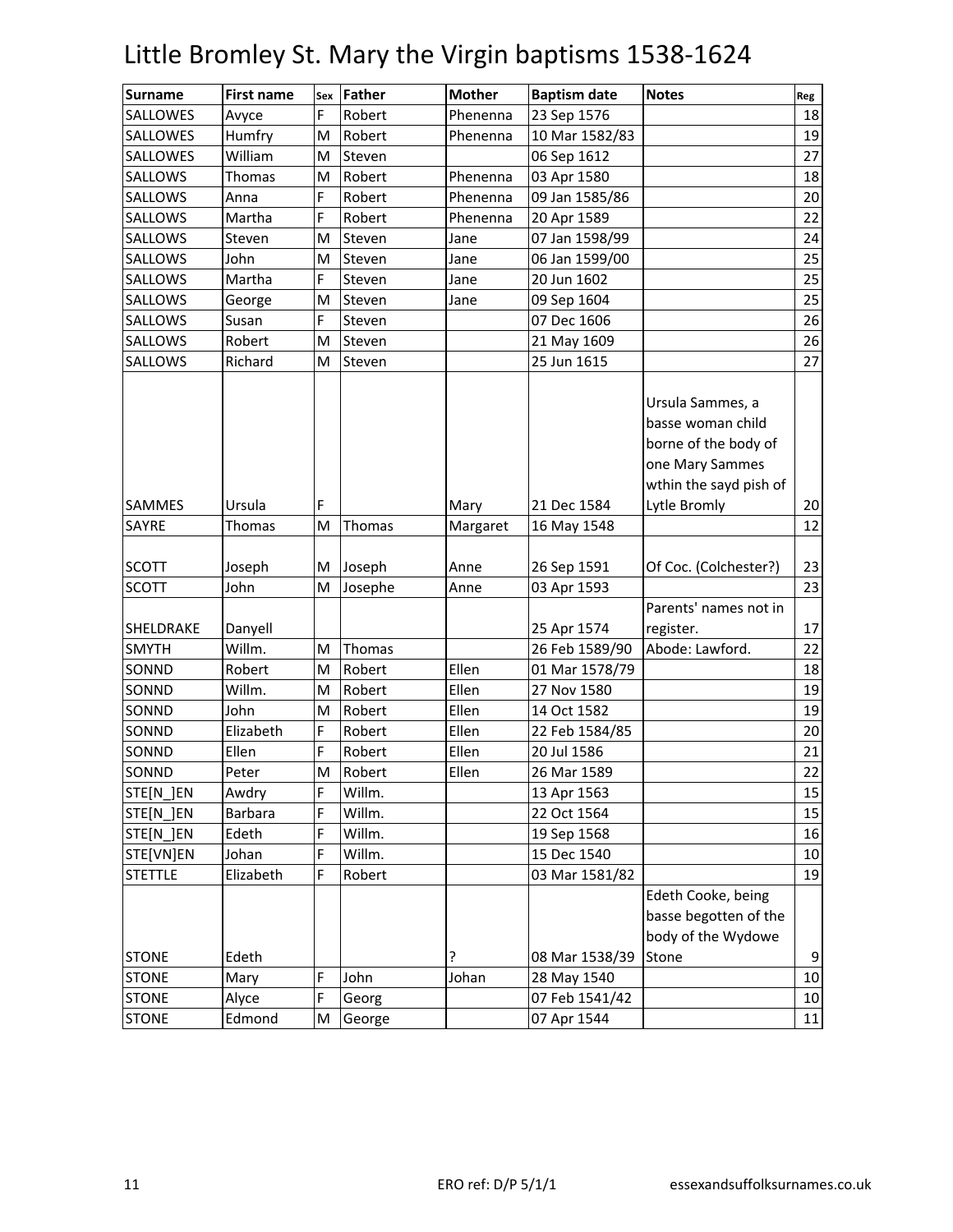# Little Bromley St. Mary the Virgin baptisms 1538-1624

| Surname | First name | Sex | Father | Mother | Baptism date | Notes | Reg |
|---|---|---|---|---|---|---|---|
| SALLOWES | Avyce | F | Robert | Phenenna | 23 Sep 1576 | | 18 |
| SALLOWES | Humfry | M | Robert | Phenenna | 10 Mar 1582/83 | | 19 |
| SALLOWES | William | M | Steven | | 06 Sep 1612 | | 27 |
| SALLOWS | Thomas | M | Robert | Phenenna | 03 Apr 1580 | | 18 |
| SALLOWS | Anna | F | Robert | Phenenna | 09 Jan 1585/86 | | 20 |
| SALLOWS | Martha | F | Robert | Phenenna | 20 Apr 1589 | | 22 |
| SALLOWS | Steven | M | Steven | Jane | 07 Jan 1598/99 | | 24 |
| SALLOWS | John | M | Steven | Jane | 06 Jan 1599/00 | | 25 |
| SALLOWS | Martha | F | Steven | Jane | 20 Jun 1602 | | 25 |
| SALLOWS | George | M | Steven | Jane | 09 Sep 1604 | | 25 |
| SALLOWS | Susan | F | Steven | | 07 Dec 1606 | | 26 |
| SALLOWS | Robert | M | Steven | | 21 May 1609 | | 26 |
| SALLOWS | Richard | M | Steven | | 25 Jun 1615 | | 27 |
| SAMMES | Ursula | F | | Mary | 21 Dec 1584 | Ursula Sammes, a basse woman child borne of the body of one Mary Sammes wthin the sayd pish of Lytle Bromly | 20 |
| SAYRE | Thomas | M | Thomas | Margaret | 16 May 1548 | | 12 |
| SCOTT | Joseph | M | Joseph | Anne | 26 Sep 1591 | Of Coc. (Colchester?) | 23 |
| SCOTT | John | M | Josephe | Anne | 03 Apr 1593 | | 23 |
| SHELDRAKE | Danyell | | | | 25 Apr 1574 | Parents' names not in register. | 17 |
| SMYTH | Willm. | M | Thomas | | 26 Feb 1589/90 | Abode: Lawford. | 22 |
| SONND | Robert | M | Robert | Ellen | 01 Mar 1578/79 | | 18 |
| SONND | Willm. | M | Robert | Ellen | 27 Nov 1580 | | 19 |
| SONND | John | M | Robert | Ellen | 14 Oct 1582 | | 19 |
| SONND | Elizabeth | F | Robert | Ellen | 22 Feb 1584/85 | | 20 |
| SONND | Ellen | F | Robert | Ellen | 20 Jul 1586 | | 21 |
| SONND | Peter | M | Robert | Ellen | 26 Mar 1589 | | 22 |
| STE[N_]EN | Awdry | F | Willm. | | 13 Apr 1563 | | 15 |
| STE[N_]EN | Barbara | F | Willm. | | 22 Oct 1564 | | 15 |
| STE[N_]EN | Edeth | F | Willm. | | 19 Sep 1568 | | 16 |
| STE[VN]EN | Johan | F | Willm. | | 15 Dec 1540 | | 10 |
| STETTLE | Elizabeth | F | Robert | | 03 Mar 1581/82 | | 19 |
| STONE | Edeth | | | ? | 08 Mar 1538/39 | Edeth Cooke, being basse begotten of the body of the Wydowe Stone | 9 |
| STONE | Mary | F | John | Johan | 28 May 1540 | | 10 |
| STONE | Alyce | F | Georg | | 07 Feb 1541/42 | | 10 |
| STONE | Edmond | M | George | | 07 Apr 1544 | | 11 |

ERO ref: D/P 5/1/1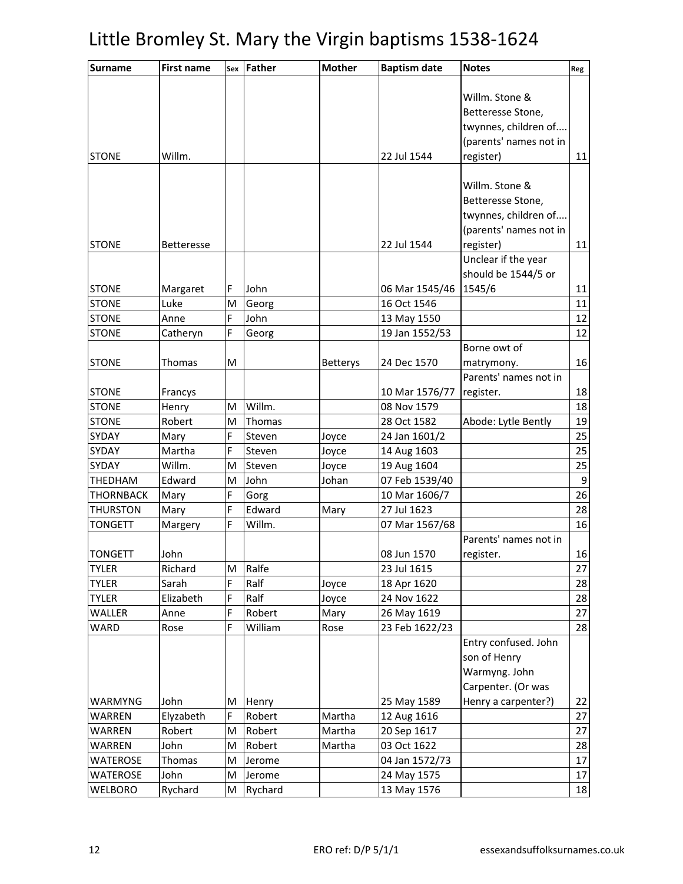# Little Bromley St. Mary the Virgin baptisms 1538-1624

| Surname | First name | Sex | Father | Mother | Baptism date | Notes | Reg |
|---|---|---|---|---|---|---|---|
| STONE | Willm. | | | | 22 Jul 1544 | Willm. Stone & Betteresse Stone, twynnes, children of.... (parents' names not in register) | 11 |
| STONE | Betteresse | | | | 22 Jul 1544 | Willm. Stone & Betteresse Stone, twynnes, children of.... (parents' names not in register) | 11 |
| STONE | Margaret | F | John | | 06 Mar 1545/46 | Unclear if the year should be 1544/5 or 1545/6 | 11 |
| STONE | Luke | M | Georg | | 16 Oct 1546 | | 11 |
| STONE | Anne | F | John | | 13 May 1550 | | 12 |
| STONE | Catheryn | F | Georg | | 19 Jan 1552/53 | | 12 |
| STONE | Thomas | M | | Betterys | 24 Dec 1570 | Borne owt of matrymony. | 16 |
| STONE | Francys | | | | 10 Mar 1576/77 | Parents' names not in register. | 18 |
| STONE | Henry | M | Willm. | | 08 Nov 1579 | | 18 |
| STONE | Robert | M | Thomas | | 28 Oct 1582 | Abode: Lytle Bently | 19 |
| SYDAY | Mary | F | Steven | Joyce | 24 Jan 1601/2 | | 25 |
| SYDAY | Martha | F | Steven | Joyce | 14 Aug 1603 | | 25 |
| SYDAY | Willm. | M | Steven | Joyce | 19 Aug 1604 | | 25 |
| THEDHAM | Edward | M | John | Johan | 07 Feb 1539/40 | | 9 |
| THORNBACK | Mary | F | Gorg | | 10 Mar 1606/7 | | 26 |
| THURSTON | Mary | F | Edward | Mary | 27 Jul 1623 | | 28 |
| TONGETT | Margery | F | Willm. | | 07 Mar 1567/68 | | 16 |
| TONGETT | John | | | | 08 Jun 1570 | Parents' names not in register. | 16 |
| TYLER | Richard | M | Ralfe | | 23 Jul 1615 | | 27 |
| TYLER | Sarah | F | Ralf | Joyce | 18 Apr 1620 | | 28 |
| TYLER | Elizabeth | F | Ralf | Joyce | 24 Nov 1622 | | 28 |
| WALLER | Anne | F | Robert | Mary | 26 May 1619 | | 27 |
| WARD | Rose | F | William | Rose | 23 Feb 1622/23 | | 28 |
| WARMYNG | John | M | Henry | | 25 May 1589 | Entry confused. John son of Henry Warmyng. John Carpenter. (Or was Henry a carpenter?) | 22 |
| WARREN | Elyzabeth | F | Robert | Martha | 12 Aug 1616 | | 27 |
| WARREN | Robert | M | Robert | Martha | 20 Sep 1617 | | 27 |
| WARREN | John | M | Robert | Martha | 03 Oct 1622 | | 28 |
| WATEROSE | Thomas | M | Jerome | | 04 Jan 1572/73 | | 17 |
| WATEROSE | John | M | Jerome | | 24 May 1575 | | 17 |
| WELBORO | Rychard | M | Rychard | | 13 May 1576 | | 18 |

ERO ref: D/P 5/1/1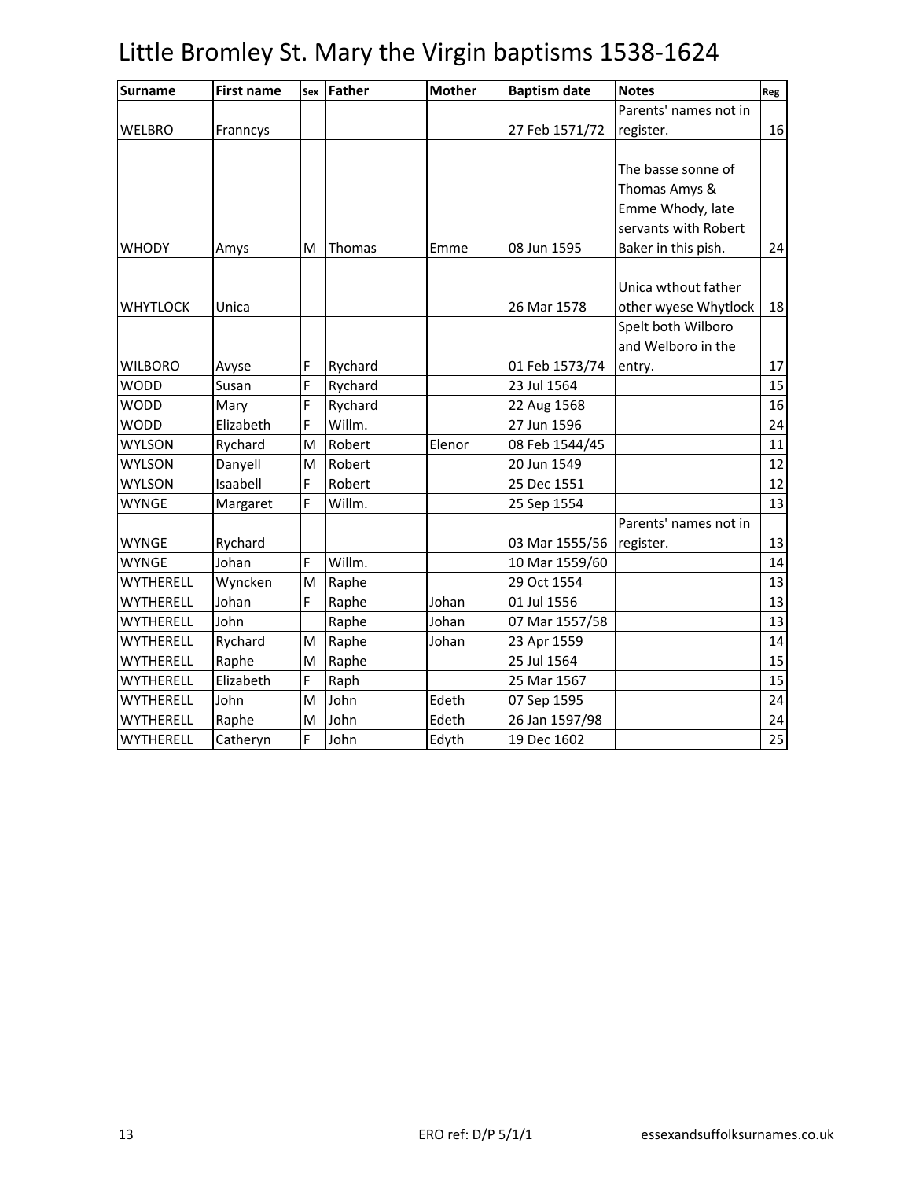# Little Bromley St. Mary the Virgin baptisms 1538-1624

| Surname | First name | Sex | Father | Mother | Baptism date | Notes | Reg |
|---|---|---|---|---|---|---|---|
| WELBRO | Franncys | | | | 27 Feb 1571/72 | Parents' names not in register. | 16 |
| WHODY | Amys | M | Thomas | Emme | 08 Jun 1595 | The basse sonne of Thomas Amys & Emme Whody, late servants with Robert Baker in this pish. | 24 |
| WHYTLOCK | Unica | | | | 26 Mar 1578 | Unica wthout father other wyese Whytlock | 18 |
| WILBORO | Avyse | F | Rychard | | 01 Feb 1573/74 | Spelt both Wilboro and Welboro in the entry. | 17 |
| WODD | Susan | F | Rychard | | 23 Jul 1564 | | 15 |
| WODD | Mary | F | Rychard | | 22 Aug 1568 | | 16 |
| WODD | Elizabeth | F | Willm. | | 27 Jun 1596 | | 24 |
| WYLSON | Rychard | M | Robert | Elenor | 08 Feb 1544/45 | | 11 |
| WYLSON | Danyell | M | Robert | | 20 Jun 1549 | | 12 |
| WYLSON | Isaabell | F | Robert | | 25 Dec 1551 | | 12 |
| WYNGE | Margaret | F | Willm. | | 25 Sep 1554 | | 13 |
| WYNGE | Rychard | | | | 03 Mar 1555/56 | Parents' names not in register. | 13 |
| WYNGE | Johan | F | Willm. | | 10 Mar 1559/60 | | 14 |
| WYTHERELL | Wyncken | M | Raphe | | 29 Oct 1554 | | 13 |
| WYTHERELL | Johan | F | Raphe | Johan | 01 Jul 1556 | | 13 |
| WYTHERELL | John | | Raphe | Johan | 07 Mar 1557/58 | | 13 |
| WYTHERELL | Rychard | M | Raphe | Johan | 23 Apr 1559 | | 14 |
| WYTHERELL | Raphe | M | Raphe | | 25 Jul 1564 | | 15 |
| WYTHERELL | Elizabeth | F | Raph | | 25 Mar 1567 | | 15 |
| WYTHERELL | John | M | John | Edeth | 07 Sep 1595 | | 24 |
| WYTHERELL | Raphe | M | John | Edeth | 26 Jan 1597/98 | | 24 |
| WYTHERELL | Catheryn | F | John | Edyth | 19 Dec 1602 | | 25 |

ERO ref: D/P 5/1/1 essexandsuffolksurnames.co.uk